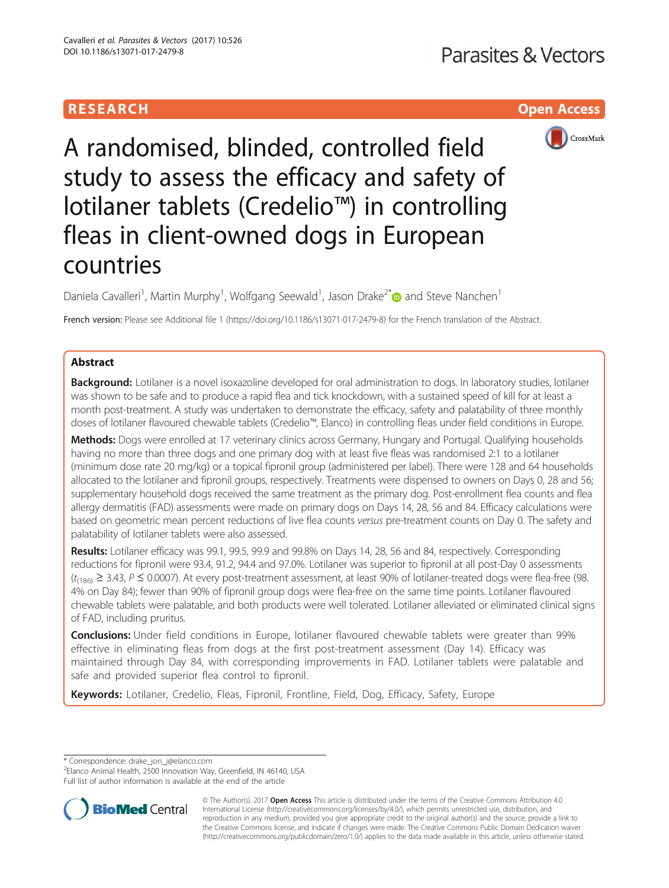RESEARCH

Open Access

# A randomised, blinded, controlled field study to assess the efficacy and safety of lotilaner tablets (Credelio™) in controlling fleas in client-owned dogs in European countries

Daniela Cavalleri[1], Martin Murphy[1], Wolfgang Seewald[1], Jason Drake[2*] and Steve Nanchen[1]

French version: Please see Additional file 1 (https://doi.org/10.1186/s13071-017-2479-8) for the French translation of the Abstract.

## Abstract

**Background:** Lotilaner is a novel isoxazoline developed for oral administration to dogs. In laboratory studies, lotilaner was shown to be safe and to produce a rapid flea and tick knockdown, with a sustained speed of kill for at least a month post-treatment. A study was undertaken to demonstrate the efficacy, safety and palatability of three monthly doses of lotilaner flavoured chewable tablets (Credelio™, Elanco) in controlling fleas under field conditions in Europe.

**Methods:** Dogs were enrolled at 17 veterinary clinics across Germany, Hungary and Portugal. Qualifying households having no more than three dogs and one primary dog with at least five fleas was randomised 2:1 to a lotilaner (minimum dose rate 20 mg/kg) or a topical fipronil group (administered per label). There were 128 and 64 households allocated to the lotilaner and fipronil groups, respectively. Treatments were dispensed to owners on Days 0, 28 and 56; supplementary household dogs received the same treatment as the primary dog. Post-enrollment flea counts and flea allergy dermatitis (FAD) assessments were made on primary dogs on Days 14, 28, 56 and 84. Efficacy calculations were based on geometric mean percent reductions of live flea counts *versus* pre-treatment counts on Day 0. The safety and palatability of lotilaner tablets were also assessed.

**Results:** Lotilaner efficacy was 99.1, 99.5, 99.9 and 99.8% on Days 14, 28, 56 and 84, respectively. Corresponding reductions for fipronil were 93.4, 91.2, 94.4 and 97.0%. Lotilaner was superior to fipronil at all post-Day 0 assessments ($t_{(186)} \geq 3.43$, $P \leq 0.0007$). At every post-treatment assessment, at least 90% of lotilaner-treated dogs were flea-free (98.4% on Day 84); fewer than 90% of fipronil group dogs were flea-free on the same time points. Lotilaner flavoured chewable tablets were palatable, and both products were well tolerated. Lotilaner alleviated or eliminated clinical signs of FAD, including pruritus.

**Conclusions:** Under field conditions in Europe, lotilaner flavoured chewable tablets were greater than 99% effective in eliminating fleas from dogs at the first post-treatment assessment (Day 14). Efficacy was maintained through Day 84, with corresponding improvements in FAD. Lotilaner tablets were palatable and safe and provided superior flea control to fipronil.

**Keywords:** Lotilaner, Credelio, Fleas, Fipronil, Frontline, Field, Dog, Efficacy, Safety, Europe

---

* Correspondence: drake_jon_j@elanco.com
[2]Elanco Animal Health, 2500 Innovation Way, Greenfield, IN 46140, USA
Full list of author information is available at the end of the article

© The Author(s). 2017 **Open Access** This article is distributed under the terms of the Creative Commons Attribution 4.0 International License (http://creativecommons.org/licenses/by/4.0/), which permits unrestricted use, distribution, and reproduction in any medium, provided you give appropriate credit to the original author(s) and the source, provide a link to the Creative Commons license, and indicate if changes were made. The Creative Commons Public Domain Dedication waiver (http://creativecommons.org/publicdomain/zero/1.0/) applies to the data made available in this article, unless otherwise stated.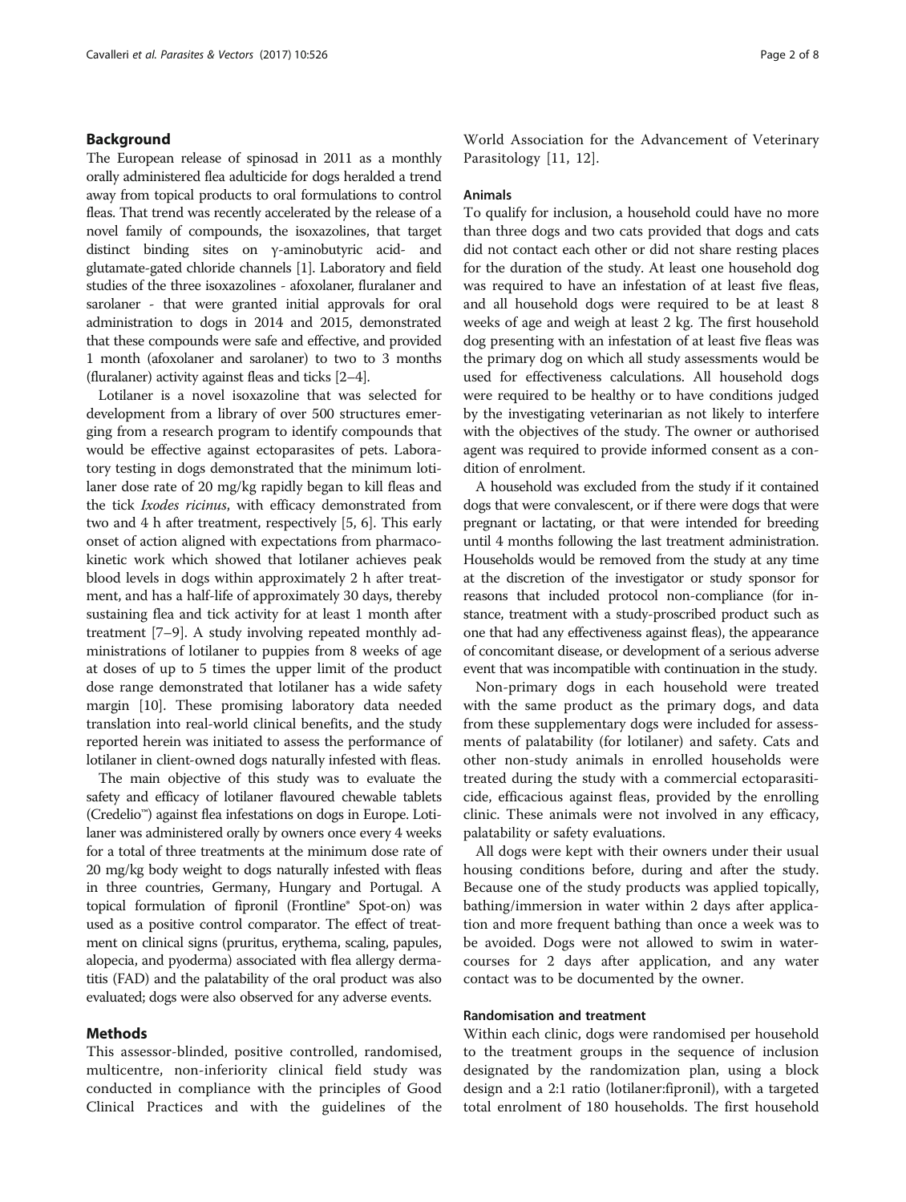## Background

The European release of spinosad in 2011 as a monthly orally administered flea adulticide for dogs heralded a trend away from topical products to oral formulations to control fleas. That trend was recently accelerated by the release of a novel family of compounds, the isoxazolines, that target distinct binding sites on γ-aminobutyric acid- and glutamate-gated chloride channels [1]. Laboratory and field studies of the three isoxazolines - afoxolaner, fluralaner and sarolaner - that were granted initial approvals for oral administration to dogs in 2014 and 2015, demonstrated that these compounds were safe and effective, and provided 1 month (afoxolaner and sarolaner) to two to 3 months (fluralaner) activity against fleas and ticks [2–4].

Lotilaner is a novel isoxazoline that was selected for development from a library of over 500 structures emerging from a research program to identify compounds that would be effective against ectoparasites of pets. Laboratory testing in dogs demonstrated that the minimum lotilaner dose rate of 20 mg/kg rapidly began to kill fleas and the tick *Ixodes ricinus*, with efficacy demonstrated from two and 4 h after treatment, respectively [5, 6]. This early onset of action aligned with expectations from pharmacokinetic work which showed that lotilaner achieves peak blood levels in dogs within approximately 2 h after treatment, and has a half-life of approximately 30 days, thereby sustaining flea and tick activity for at least 1 month after treatment [7–9]. A study involving repeated monthly administrations of lotilaner to puppies from 8 weeks of age at doses of up to 5 times the upper limit of the product dose range demonstrated that lotilaner has a wide safety margin [10]. These promising laboratory data needed translation into real-world clinical benefits, and the study reported herein was initiated to assess the performance of lotilaner in client-owned dogs naturally infested with fleas.

The main objective of this study was to evaluate the safety and efficacy of lotilaner flavoured chewable tablets (Credelio™) against flea infestations on dogs in Europe. Lotilaner was administered orally by owners once every 4 weeks for a total of three treatments at the minimum dose rate of 20 mg/kg body weight to dogs naturally infested with fleas in three countries, Germany, Hungary and Portugal. A topical formulation of fipronil (Frontline® Spot-on) was used as a positive control comparator. The effect of treatment on clinical signs (pruritus, erythema, scaling, papules, alopecia, and pyoderma) associated with flea allergy dermatitis (FAD) and the palatability of the oral product was also evaluated; dogs were also observed for any adverse events.

## Methods

This assessor-blinded, positive controlled, randomised, multicentre, non-inferiority clinical field study was conducted in compliance with the principles of Good Clinical Practices and with the guidelines of the World Association for the Advancement of Veterinary Parasitology [11, 12].

### Animals

To qualify for inclusion, a household could have no more than three dogs and two cats provided that dogs and cats did not contact each other or did not share resting places for the duration of the study. At least one household dog was required to have an infestation of at least five fleas, and all household dogs were required to be at least 8 weeks of age and weigh at least 2 kg. The first household dog presenting with an infestation of at least five fleas was the primary dog on which all study assessments would be used for effectiveness calculations. All household dogs were required to be healthy or to have conditions judged by the investigating veterinarian as not likely to interfere with the objectives of the study. The owner or authorised agent was required to provide informed consent as a condition of enrolment.

A household was excluded from the study if it contained dogs that were convalescent, or if there were dogs that were pregnant or lactating, or that were intended for breeding until 4 months following the last treatment administration. Households would be removed from the study at any time at the discretion of the investigator or study sponsor for reasons that included protocol non-compliance (for instance, treatment with a study-proscribed product such as one that had any effectiveness against fleas), the appearance of concomitant disease, or development of a serious adverse event that was incompatible with continuation in the study.

Non-primary dogs in each household were treated with the same product as the primary dogs, and data from these supplementary dogs were included for assessments of palatability (for lotilaner) and safety. Cats and other non-study animals in enrolled households were treated during the study with a commercial ectoparasiticide, efficacious against fleas, provided by the enrolling clinic. These animals were not involved in any efficacy, palatability or safety evaluations.

All dogs were kept with their owners under their usual housing conditions before, during and after the study. Because one of the study products was applied topically, bathing/immersion in water within 2 days after application and more frequent bathing than once a week was to be avoided. Dogs were not allowed to swim in watercourses for 2 days after application, and any water contact was to be documented by the owner.

### Randomisation and treatment

Within each clinic, dogs were randomised per household to the treatment groups in the sequence of inclusion designated by the randomization plan, using a block design and a 2:1 ratio (lotilaner:fipronil), with a targeted total enrolment of 180 households. The first household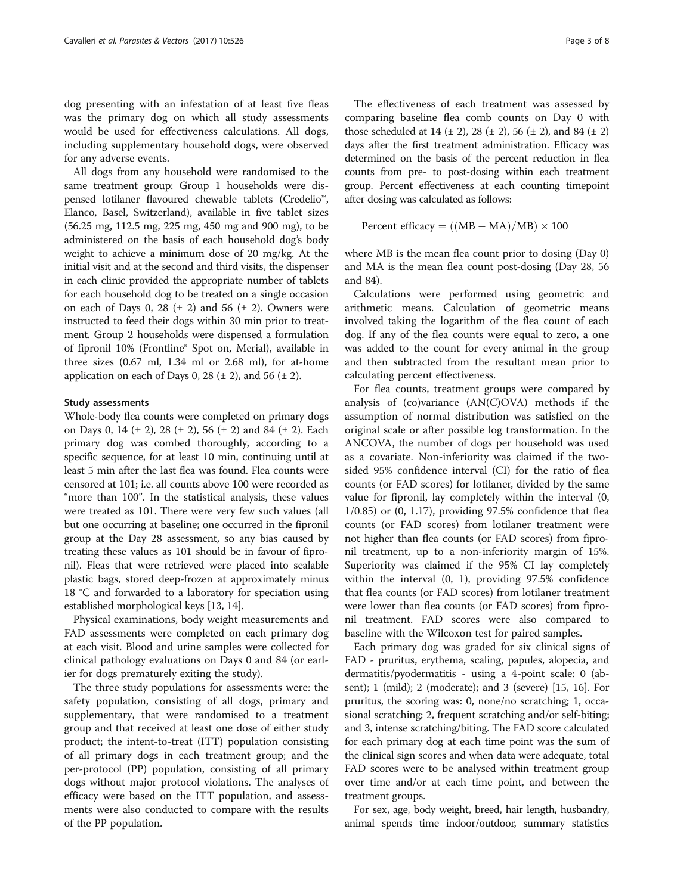dog presenting with an infestation of at least five fleas was the primary dog on which all study assessments would be used for effectiveness calculations. All dogs, including supplementary household dogs, were observed for any adverse events.

All dogs from any household were randomised to the same treatment group: Group 1 households were dispensed lotilaner flavoured chewable tablets (Credelio™, Elanco, Basel, Switzerland), available in five tablet sizes (56.25 mg, 112.5 mg, 225 mg, 450 mg and 900 mg), to be administered on the basis of each household dog's body weight to achieve a minimum dose of 20 mg/kg. At the initial visit and at the second and third visits, the dispenser in each clinic provided the appropriate number of tablets for each household dog to be treated on a single occasion on each of Days 0, 28 (± 2) and 56 (± 2). Owners were instructed to feed their dogs within 30 min prior to treatment. Group 2 households were dispensed a formulation of fipronil 10% (Frontline® Spot on, Merial), available in three sizes (0.67 ml, 1.34 ml or 2.68 ml), for at-home application on each of Days 0, 28 (± 2), and 56 (± 2).

#### Study assessments

Whole-body flea counts were completed on primary dogs on Days 0, 14 (± 2), 28 (± 2), 56 (± 2) and 84 (± 2). Each primary dog was combed thoroughly, according to a specific sequence, for at least 10 min, continuing until at least 5 min after the last flea was found. Flea counts were censored at 101; i.e. all counts above 100 were recorded as "more than 100". In the statistical analysis, these values were treated as 101. There were very few such values (all but one occurring at baseline; one occurred in the fipronil group at the Day 28 assessment, so any bias caused by treating these values as 101 should be in favour of fipronil). Fleas that were retrieved were placed into sealable plastic bags, stored deep-frozen at approximately minus 18 °C and forwarded to a laboratory for speciation using established morphological keys [13, 14].

Physical examinations, body weight measurements and FAD assessments were completed on each primary dog at each visit. Blood and urine samples were collected for clinical pathology evaluations on Days 0 and 84 (or earlier for dogs prematurely exiting the study).

The three study populations for assessments were: the safety population, consisting of all dogs, primary and supplementary, that were randomised to a treatment group and that received at least one dose of either study product; the intent-to-treat (ITT) population consisting of all primary dogs in each treatment group; and the per-protocol (PP) population, consisting of all primary dogs without major protocol violations. The analyses of efficacy were based on the ITT population, and assessments were also conducted to compare with the results of the PP population.

The effectiveness of each treatment was assessed by comparing baseline flea comb counts on Day 0 with those scheduled at 14 (± 2), 28 (± 2), 56 (± 2), and 84 (± 2) days after the first treatment administration. Efficacy was determined on the basis of the percent reduction in flea counts from pre- to post-dosing within each treatment group. Percent effectiveness at each counting timepoint after dosing was calculated as follows:

$$\text{Percent efficacy} = ((\text{MB} - \text{MA})/\text{MB}) \times 100$$

where MB is the mean flea count prior to dosing (Day 0) and MA is the mean flea count post-dosing (Day 28, 56 and 84).

Calculations were performed using geometric and arithmetic means. Calculation of geometric means involved taking the logarithm of the flea count of each dog. If any of the flea counts were equal to zero, a one was added to the count for every animal in the group and then subtracted from the resultant mean prior to calculating percent effectiveness.

For flea counts, treatment groups were compared by analysis of (co)variance (AN(C)OVA) methods if the assumption of normal distribution was satisfied on the original scale or after possible log transformation. In the ANCOVA, the number of dogs per household was used as a covariate. Non-inferiority was claimed if the two-sided 95% confidence interval (CI) for the ratio of flea counts (or FAD scores) for lotilaner, divided by the same value for fipronil, lay completely within the interval (0, 1/0.85) or (0, 1.17), providing 97.5% confidence that flea counts (or FAD scores) from lotilaner treatment were not higher than flea counts (or FAD scores) from fipronil treatment, up to a non-inferiority margin of 15%. Superiority was claimed if the 95% CI lay completely within the interval (0, 1), providing 97.5% confidence that flea counts (or FAD scores) from lotilaner treatment were lower than flea counts (or FAD scores) from fipronil treatment. FAD scores were also compared to baseline with the Wilcoxon test for paired samples.

Each primary dog was graded for six clinical signs of FAD - pruritus, erythema, scaling, papules, alopecia, and dermatitis/pyodermatitis - using a 4-point scale: 0 (absent); 1 (mild); 2 (moderate); and 3 (severe) [15, 16]. For pruritus, the scoring was: 0, none/no scratching; 1, occasional scratching; 2, frequent scratching and/or self-biting; and 3, intense scratching/biting. The FAD score calculated for each primary dog at each time point was the sum of the clinical sign scores and when data were adequate, total FAD scores were to be analysed within treatment group over time and/or at each time point, and between the treatment groups.

For sex, age, body weight, breed, hair length, husbandry, animal spends time indoor/outdoor, summary statistics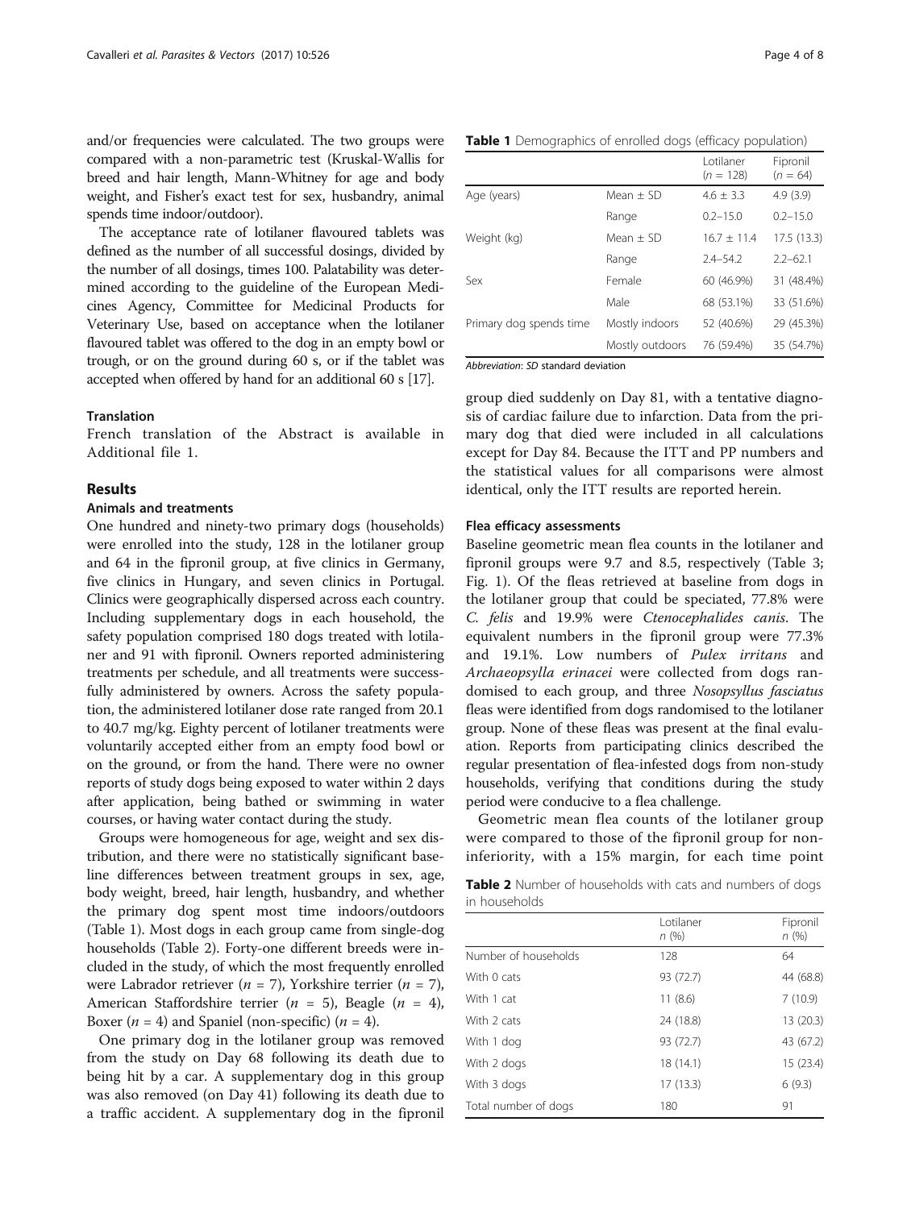and/or frequencies were calculated. The two groups were compared with a non-parametric test (Kruskal-Wallis for breed and hair length, Mann-Whitney for age and body weight, and Fisher's exact test for sex, husbandry, animal spends time indoor/outdoor).

The acceptance rate of lotilaner flavoured tablets was defined as the number of all successful dosings, divided by the number of all dosings, times 100. Palatability was determined according to the guideline of the European Medicines Agency, Committee for Medicinal Products for Veterinary Use, based on acceptance when the lotilaner flavoured tablet was offered to the dog in an empty bowl or trough, or on the ground during 60 s, or if the tablet was accepted when offered by hand for an additional 60 s [17].

### Translation

French translation of the Abstract is available in Additional file 1.

## Results

### Animals and treatments

One hundred and ninety-two primary dogs (households) were enrolled into the study, 128 in the lotilaner group and 64 in the fipronil group, at five clinics in Germany, five clinics in Hungary, and seven clinics in Portugal. Clinics were geographically dispersed across each country. Including supplementary dogs in each household, the safety population comprised 180 dogs treated with lotilaner and 91 with fipronil. Owners reported administering treatments per schedule, and all treatments were successfully administered by owners. Across the safety population, the administered lotilaner dose rate ranged from 20.1 to 40.7 mg/kg. Eighty percent of lotilaner treatments were voluntarily accepted either from an empty food bowl or on the ground, or from the hand. There were no owner reports of study dogs being exposed to water within 2 days after application, being bathed or swimming in water courses, or having water contact during the study.

Groups were homogeneous for age, weight and sex distribution, and there were no statistically significant baseline differences between treatment groups in sex, age, body weight, breed, hair length, husbandry, and whether the primary dog spent most time indoors/outdoors (Table 1). Most dogs in each group came from single-dog households (Table 2). Forty-one different breeds were included in the study, of which the most frequently enrolled were Labrador retriever ($n$ = 7), Yorkshire terrier ($n$ = 7), American Staffordshire terrier ($n$ = 5), Beagle ($n$ = 4), Boxer ($n$ = 4) and Spaniel (non-specific) ($n$ = 4).

One primary dog in the lotilaner group was removed from the study on Day 68 following its death due to being hit by a car. A supplementary dog in this group was also removed (on Day 41) following its death due to a traffic accident. A supplementary dog in the fipronil group died suddenly on Day 81, with a tentative diagnosis of cardiac failure due to infarction. Data from the primary dog that died were included in all calculations except for Day 84. Because the ITT and PP numbers and the statistical values for all comparisons were almost identical, only the ITT results are reported herein.

**Table 1** Demographics of enrolled dogs (efficacy population)

| | | Lotilaner ($n$ = 128) | Fipronil ($n$ = 64) |
|---|---|---|---|
| Age (years) | Mean ± SD | 4.6 ± 3.3 | 4.9 (3.9) |
| | Range | 0.2–15.0 | 0.2–15.0 |
| Weight (kg) | Mean ± SD | 16.7 ± 11.4 | 17.5 (13.3) |
| | Range | 2.4–54.2 | 2.2–62.1 |
| Sex | Female | 60 (46.9%) | 31 (48.4%) |
| | Male | 68 (53.1%) | 33 (51.6%) |
| Primary dog spends time | Mostly indoors | 52 (40.6%) | 29 (45.3%) |
| | Mostly outdoors | 76 (59.4%) | 35 (54.7%) |

*Abbreviation*: *SD* standard deviation

### Flea efficacy assessments

Baseline geometric mean flea counts in the lotilaner and fipronil groups were 9.7 and 8.5, respectively (Table 3; Fig. 1). Of the fleas retrieved at baseline from dogs in the lotilaner group that could be speciated, 77.8% were *C. felis* and 19.9% were *Ctenocephalides canis*. The equivalent numbers in the fipronil group were 77.3% and 19.1%. Low numbers of *Pulex irritans* and *Archaeopsylla erinacei* were collected from dogs randomised to each group, and three *Nosopsyllus fasciatus* fleas were identified from dogs randomised to the lotilaner group. None of these fleas was present at the final evaluation. Reports from participating clinics described the regular presentation of flea-infested dogs from non-study households, verifying that conditions during the study period were conducive to a flea challenge.

Geometric mean flea counts of the lotilaner group were compared to those of the fipronil group for non-inferiority, with a 15% margin, for each time point

**Table 2** Number of households with cats and numbers of dogs in households

| | Lotilaner $n$ (%) | Fipronil $n$ (%) |
|---|---|---|
| Number of households | 128 | 64 |
| With 0 cats | 93 (72.7) | 44 (68.8) |
| With 1 cat | 11 (8.6) | 7 (10.9) |
| With 2 cats | 24 (18.8) | 13 (20.3) |
| With 1 dog | 93 (72.7) | 43 (67.2) |
| With 2 dogs | 18 (14.1) | 15 (23.4) |
| With 3 dogs | 17 (13.3) | 6 (9.3) |
| Total number of dogs | 180 | 91 |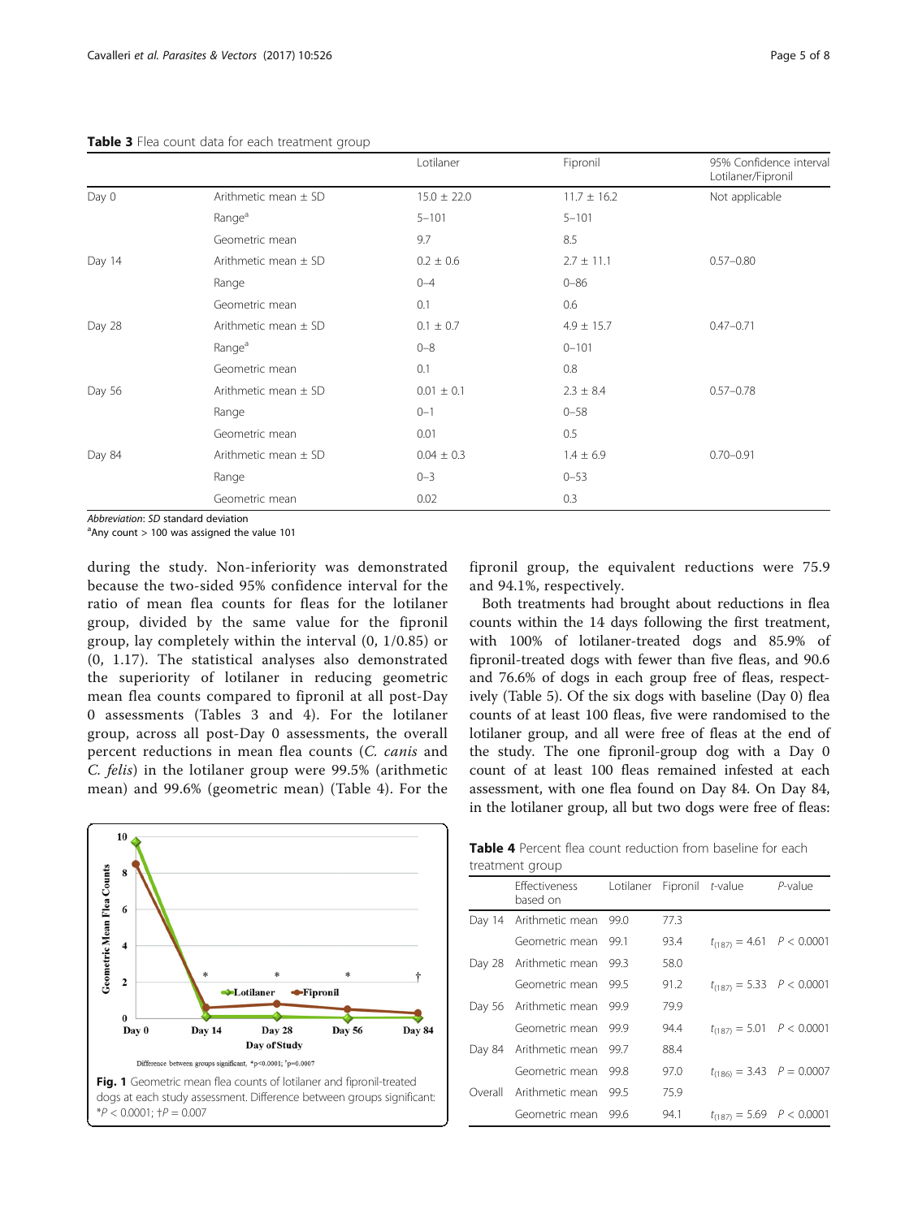**Table 3** Flea count data for each treatment group

| | | Lotilaner | Fipronil | 95% Confidence interval Lotilaner/Fipronil |
|---|---|---|---|---|
| Day 0 | Arithmetic mean ± SD | 15.0 ± 22.0 | 11.7 ± 16.2 | Not applicable |
| | Range[a] | 5–101 | 5–101 | |
| | Geometric mean | 9.7 | 8.5 | |
| Day 14 | Arithmetic mean ± SD | 0.2 ± 0.6 | 2.7 ± 11.1 | 0.57–0.80 |
| | Range | 0–4 | 0–86 | |
| | Geometric mean | 0.1 | 0.6 | |
| Day 28 | Arithmetic mean ± SD | 0.1 ± 0.7 | 4.9 ± 15.7 | 0.47–0.71 |
| | Range[a] | 0–8 | 0–101 | |
| | Geometric mean | 0.1 | 0.8 | |
| Day 56 | Arithmetic mean ± SD | 0.01 ± 0.1 | 2.3 ± 8.4 | 0.57–0.78 |
| | Range | 0–1 | 0–58 | |
| | Geometric mean | 0.01 | 0.5 | |
| Day 84 | Arithmetic mean ± SD | 0.04 ± 0.3 | 1.4 ± 6.9 | 0.70–0.91 |
| | Range | 0–3 | 0–53 | |
| | Geometric mean | 0.02 | 0.3 | |

*Abbreviation*: *SD* standard deviation
[a]Any count > 100 was assigned the value 101

during the study. Non-inferiority was demonstrated because the two-sided 95% confidence interval for the ratio of mean flea counts for fleas for the lotilaner group, divided by the same value for the fipronil group, lay completely within the interval (0, 1/0.85) or (0, 1.17). The statistical analyses also demonstrated the superiority of lotilaner in reducing geometric mean flea counts compared to fipronil at all post-Day 0 assessments (Tables 3 and 4). For the lotilaner group, across all post-Day 0 assessments, the overall percent reductions in mean flea counts (*C. canis* and *C. felis*) in the lotilaner group were 99.5% (arithmetic mean) and 99.6% (geometric mean) (Table 4). For the fipronil group, the equivalent reductions were 75.9 and 94.1%, respectively.

Both treatments had brought about reductions in flea counts within the 14 days following the first treatment, with 100% of lotilaner-treated dogs and 85.9% of fipronil-treated dogs with fewer than five fleas, and 90.6 and 76.6% of dogs in each group free of fleas, respectively (Table 5). Of the six dogs with baseline (Day 0) flea counts of at least 100 fleas, five were randomised to the lotilaner group, and all were free of fleas at the end of the study. The one fipronil-group dog with a Day 0 count of at least 100 fleas remained infested at each assessment, with one flea found on Day 84. On Day 84, in the lotilaner group, all but two dogs were free of fleas:

Fig. 1 Geometric mean flea counts of lotilaner and fipronil-treated dogs at each study assessment. Difference between groups significant: $^*P < 0.0001$; $^†P = 0.007$

**Table 4** Percent flea count reduction from baseline for each treatment group

| | Effectiveness based on | Lotilaner | Fipronil | *t*-value | *P*-value |
|---|---|---|---|---|---|
| Day 14 | Arithmetic mean | 99.0 | 77.3 | | |
| | Geometric mean | 99.1 | 93.4 | $t_{(187)} = 4.61$ | $P < 0.0001$ |
| Day 28 | Arithmetic mean | 99.3 | 58.0 | | |
| | Geometric mean | 99.5 | 91.2 | $t_{(187)} = 5.33$ | $P < 0.0001$ |
| Day 56 | Arithmetic mean | 99.9 | 79.9 | | |
| | Geometric mean | 99.9 | 94.4 | $t_{(187)} = 5.01$ | $P < 0.0001$ |
| Day 84 | Arithmetic mean | 99.7 | 88.4 | | |
| | Geometric mean | 99.8 | 97.0 | $t_{(186)} = 3.43$ | $P = 0.0007$ |
| Overall | Arithmetic mean | 99.5 | 75.9 | | |
| | Geometric mean | 99.6 | 94.1 | $t_{(187)} = 5.69$ | $P < 0.0001$ |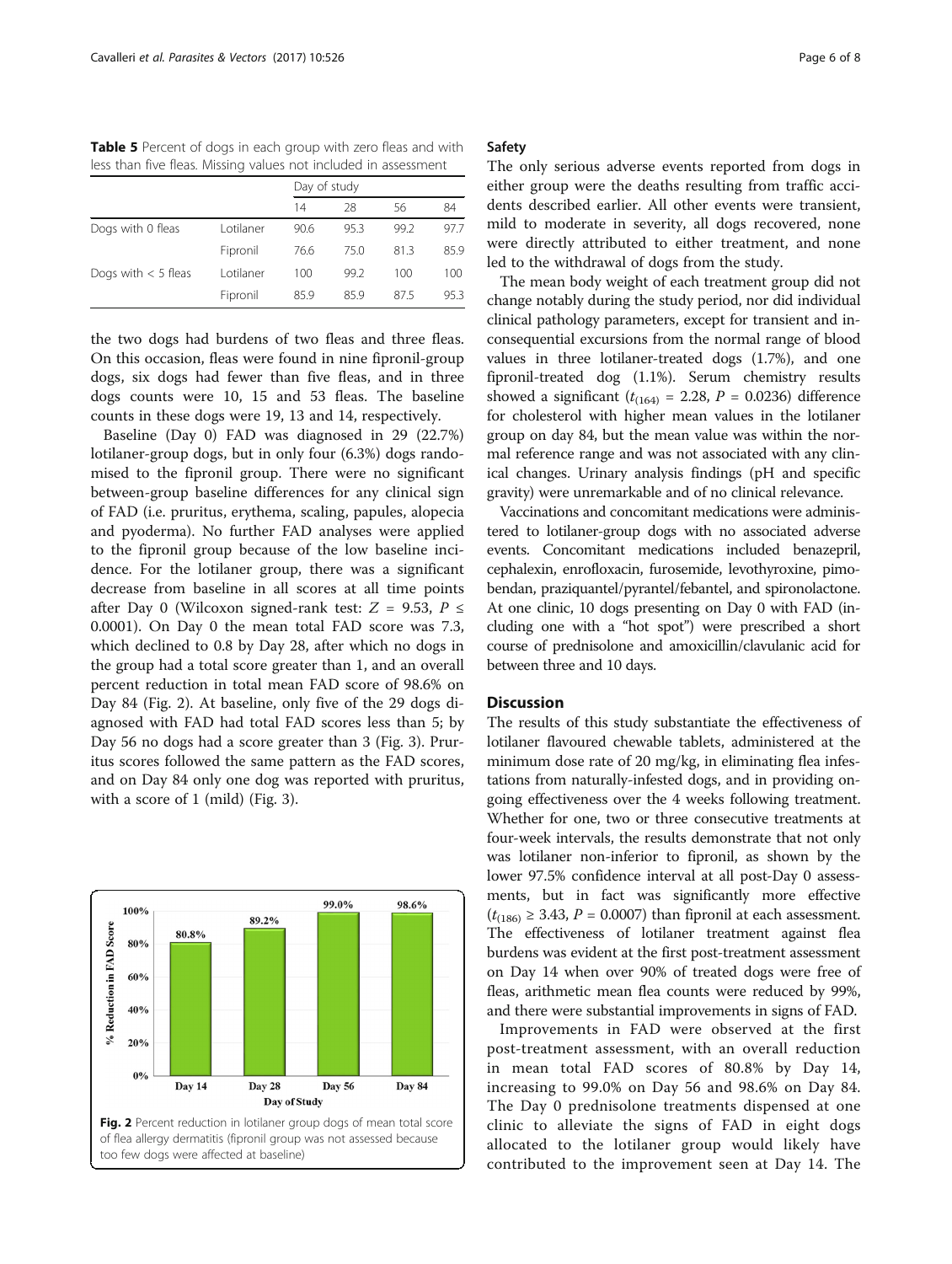**Table 5** Percent of dogs in each group with zero fleas and with less than five fleas. Missing values not included in assessment

| | | Day of study | | | |
|---|---|---|---|---|---|
| | | 14 | 28 | 56 | 84 |
| Dogs with 0 fleas | Lotilaner | 90.6 | 95.3 | 99.2 | 97.7 |
| | Fipronil | 76.6 | 75.0 | 81.3 | 85.9 |
| Dogs with < 5 fleas | Lotilaner | 100 | 99.2 | 100 | 100 |
| | Fipronil | 85.9 | 85.9 | 87.5 | 95.3 |

the two dogs had burdens of two fleas and three fleas. On this occasion, fleas were found in nine fipronil-group dogs, six dogs had fewer than five fleas, and in three dogs counts were 10, 15 and 53 fleas. The baseline counts in these dogs were 19, 13 and 14, respectively.

Baseline (Day 0) FAD was diagnosed in 29 (22.7%) lotilaner-group dogs, but in only four (6.3%) dogs randomised to the fipronil group. There were no significant between-group baseline differences for any clinical sign of FAD (i.e. pruritus, erythema, scaling, papules, alopecia and pyoderma). No further FAD analyses were applied to the fipronil group because of the low baseline incidence. For the lotilaner group, there was a significant decrease from baseline in all scores at all time points after Day 0 (Wilcoxon signed-rank test: $Z = 9.53$, $P \leq 0.0001$). On Day 0 the mean total FAD score was 7.3, which declined to 0.8 by Day 28, after which no dogs in the group had a total score greater than 1, and an overall percent reduction in total mean FAD score of 98.6% on Day 84 (Fig. 2). At baseline, only five of the 29 dogs diagnosed with FAD had total FAD scores less than 5; by Day 56 no dogs had a score greater than 3 (Fig. 3). Pruritus scores followed the same pattern as the FAD scores, and on Day 84 only one dog was reported with pruritus, with a score of 1 (mild) (Fig. 3).

| Day of Study | % Reduction in FAD Score |
|---|---|
| Day 14 | 80.8% |
| Day 28 | 89.2% |
| Day 56 | 99.0% |
| Day 84 | 98.6% |

**Fig. 2** Percent reduction in lotilaner group dogs of mean total score of flea allergy dermatitis (fipronil group was not assessed because too few dogs were affected at baseline)

## Safety

The only serious adverse events reported from dogs in either group were the deaths resulting from traffic accidents described earlier. All other events were transient, mild to moderate in severity, all dogs recovered, none were directly attributed to either treatment, and none led to the withdrawal of dogs from the study.

The mean body weight of each treatment group did not change notably during the study period, nor did individual clinical pathology parameters, except for transient and inconsequential excursions from the normal range of blood values in three lotilaner-treated dogs (1.7%), and one fipronil-treated dog (1.1%). Serum chemistry results showed a significant ($t_{(164)} = 2.28$, $P = 0.0236$) difference for cholesterol with higher mean values in the lotilaner group on day 84, but the mean value was within the normal reference range and was not associated with any clinical changes. Urinary analysis findings (pH and specific gravity) were unremarkable and of no clinical relevance.

Vaccinations and concomitant medications were administered to lotilaner-group dogs with no associated adverse events. Concomitant medications included benazepril, cephalexin, enrofloxacin, furosemide, levothyroxine, pimobendan, praziquantel/pyrantel/febantel, and spironolactone. At one clinic, 10 dogs presenting on Day 0 with FAD (including one with a "hot spot") were prescribed a short course of prednisolone and amoxicillin/clavulanic acid for between three and 10 days.

## Discussion

The results of this study substantiate the effectiveness of lotilaner flavoured chewable tablets, administered at the minimum dose rate of 20 mg/kg, in eliminating flea infestations from naturally-infested dogs, and in providing ongoing effectiveness over the 4 weeks following treatment. Whether for one, two or three consecutive treatments at four-week intervals, the results demonstrate that not only was lotilaner non-inferior to fipronil, as shown by the lower 97.5% confidence interval at all post-Day 0 assessments, but in fact was significantly more effective ($t_{(186)} \geq 3.43$, $P = 0.0007$) than fipronil at each assessment. The effectiveness of lotilaner treatment against flea burdens was evident at the first post-treatment assessment on Day 14 when over 90% of treated dogs were free of fleas, arithmetic mean flea counts were reduced by 99%, and there were substantial improvements in signs of FAD.

Improvements in FAD were observed at the first post-treatment assessment, with an overall reduction in mean total FAD scores of 80.8% by Day 14, increasing to 99.0% on Day 56 and 98.6% on Day 84. The Day 0 prednisolone treatments dispensed at one clinic to alleviate the signs of FAD in eight dogs allocated to the lotilaner group would likely have contributed to the improvement seen at Day 14. The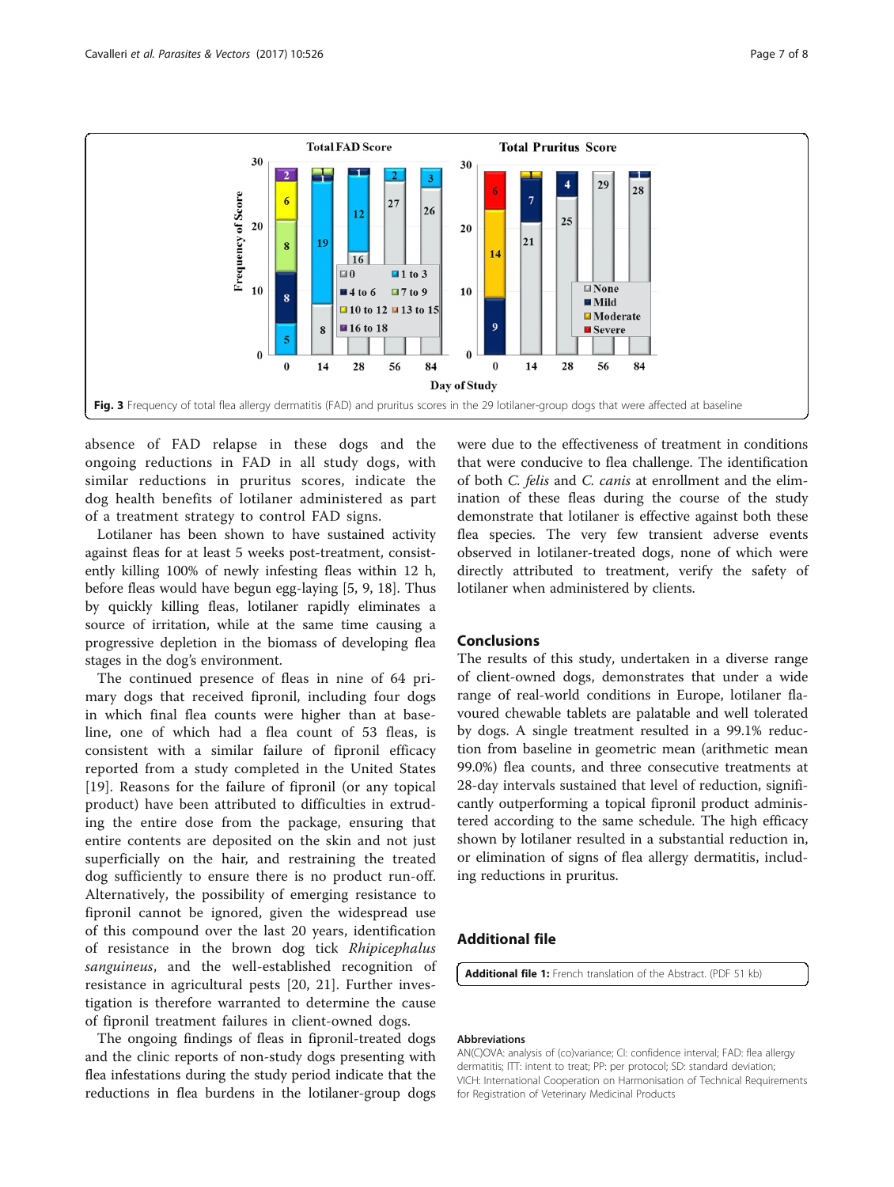Fig. 3 Frequency of total flea allergy dermatitis (FAD) and pruritus scores in the 29 lotilaner-group dogs that were affected at baseline

absence of FAD relapse in these dogs and the ongoing reductions in FAD in all study dogs, with similar reductions in pruritus scores, indicate the dog health benefits of lotilaner administered as part of a treatment strategy to control FAD signs.

Lotilaner has been shown to have sustained activity against fleas for at least 5 weeks post-treatment, consistently killing 100% of newly infesting fleas within 12 h, before fleas would have begun egg-laying [5, 9, 18]. Thus by quickly killing fleas, lotilaner rapidly eliminates a source of irritation, while at the same time causing a progressive depletion in the biomass of developing flea stages in the dog's environment.

The continued presence of fleas in nine of 64 primary dogs that received fipronil, including four dogs in which final flea counts were higher than at baseline, one of which had a flea count of 53 fleas, is consistent with a similar failure of fipronil efficacy reported from a study completed in the United States [19]. Reasons for the failure of fipronil (or any topical product) have been attributed to difficulties in extruding the entire dose from the package, ensuring that entire contents are deposited on the skin and not just superficially on the hair, and restraining the treated dog sufficiently to ensure there is no product run-off. Alternatively, the possibility of emerging resistance to fipronil cannot be ignored, given the widespread use of this compound over the last 20 years, identification of resistance in the brown dog tick *Rhipicephalus sanguineus*, and the well-established recognition of resistance in agricultural pests [20, 21]. Further investigation is therefore warranted to determine the cause of fipronil treatment failures in client-owned dogs.

The ongoing findings of fleas in fipronil-treated dogs and the clinic reports of non-study dogs presenting with flea infestations during the study period indicate that the reductions in flea burdens in the lotilaner-group dogs were due to the effectiveness of treatment in conditions that were conducive to flea challenge. The identification of both *C. felis* and *C. canis* at enrollment and the elimination of these fleas during the course of the study demonstrate that lotilaner is effective against both these flea species. The very few transient adverse events observed in lotilaner-treated dogs, none of which were directly attributed to treatment, verify the safety of lotilaner when administered by clients.

## Conclusions

The results of this study, undertaken in a diverse range of client-owned dogs, demonstrates that under a wide range of real-world conditions in Europe, lotilaner flavoured chewable tablets are palatable and well tolerated by dogs. A single treatment resulted in a 99.1% reduction from baseline in geometric mean (arithmetic mean 99.0%) flea counts, and three consecutive treatments at 28-day intervals sustained that level of reduction, significantly outperforming a topical fipronil product administered according to the same schedule. The high efficacy shown by lotilaner resulted in a substantial reduction in, or elimination of signs of flea allergy dermatitis, including reductions in pruritus.

## Additional file

**Additional file 1:** French translation of the Abstract. (PDF 51 kb)

### Abbreviations

AN(C)OVA: analysis of (co)variance; CI: confidence interval; FAD: flea allergy dermatitis; ITT: intent to treat; PP: per protocol; SD: standard deviation; VICH: International Cooperation on Harmonisation of Technical Requirements for Registration of Veterinary Medicinal Products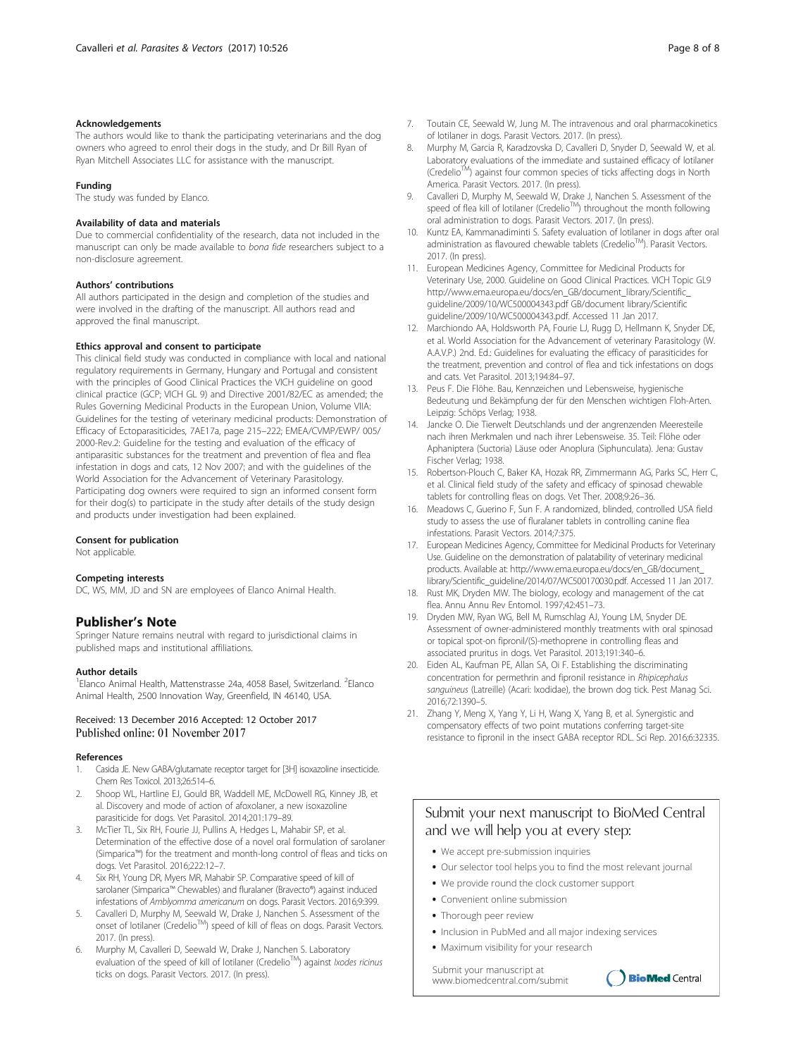### Acknowledgements

The authors would like to thank the participating veterinarians and the dog owners who agreed to enrol their dogs in the study, and Dr Bill Ryan of Ryan Mitchell Associates LLC for assistance with the manuscript.

### Funding

The study was funded by Elanco.

### Availability of data and materials

Due to commercial confidentiality of the research, data not included in the manuscript can only be made available to *bona fide* researchers subject to a non-disclosure agreement.

### Authors' contributions

All authors participated in the design and completion of the studies and were involved in the drafting of the manuscript. All authors read and approved the final manuscript.

### Ethics approval and consent to participate

This clinical field study was conducted in compliance with local and national regulatory requirements in Germany, Hungary and Portugal and consistent with the principles of Good Clinical Practices the VICH guideline on good clinical practice (GCP; VICH GL 9) and Directive 2001/82/EC as amended; the Rules Governing Medicinal Products in the European Union, Volume VIIA: Guidelines for the testing of veterinary medicinal products: Demonstration of Efficacy of Ectoparasiticides, 7AE17a, page 215–222; EMEA/CVMP/EWP/ 005/ 2000-Rev.2: Guideline for the testing and evaluation of the efficacy of antiparasitic substances for the treatment and prevention of flea and flea infestation in dogs and cats, 12 Nov 2007; and with the guidelines of the World Association for the Advancement of Veterinary Parasitology. Participating dog owners were required to sign an informed consent form for their dog(s) to participate in the study after details of the study design and products under investigation had been explained.

### Consent for publication

Not applicable.

### Competing interests

DC, WS, MM, JD and SN are employees of Elanco Animal Health.

## Publisher's Note

Springer Nature remains neutral with regard to jurisdictional claims in published maps and institutional affiliations.

### Author details

[1]Elanco Animal Health, Mattenstrasse 24a, 4058 Basel, Switzerland. [2]Elanco Animal Health, 2500 Innovation Way, Greenfield, IN 46140, USA.

Received: 13 December 2016 Accepted: 12 October 2017
Published online: 01 November 2017

### References

1. Casida JE. New GABA/glutamate receptor target for [3H] isoxazoline insecticide. Chem Res Toxicol. 2013;26:514–6.
2. Shoop WL, Hartline EJ, Gould BR, Waddell ME, McDowell RG, Kinney JB, et al. Discovery and mode of action of afoxolaner, a new isoxazoline parasiticide for dogs. Vet Parasitol. 2014;201:179–89.
3. McTier TL, Six RH, Fourie JJ, Pullins A, Hedges L, Mahabir SP, et al. Determination of the effective dose of a novel oral formulation of sarolaner (Simparica™) for the treatment and month-long control of fleas and ticks on dogs. Vet Parasitol. 2016;222:12–7.
4. Six RH, Young DR, Myers MR, Mahabir SP. Comparative speed of kill of sarolaner (Simparica™ Chewables) and fluralaner (Bravecto®) against induced infestations of *Amblyomma americanum* on dogs. Parasit Vectors. 2016;9:399.
5. Cavalleri D, Murphy M, Seewald W, Drake J, Nanchen S. Assessment of the onset of lotilaner (Credelio™) speed of kill of fleas on dogs. Parasit Vectors. 2017. (In press).
6. Murphy M, Cavalleri D, Seewald W, Drake J, Nanchen S. Laboratory evaluation of the speed of kill of lotilaner (Credelio™) against *Ixodes ricinus* ticks on dogs. Parasit Vectors. 2017. (In press).
7. Toutain CE, Seewald W, Jung M. The intravenous and oral pharmacokinetics of lotilaner in dogs. Parasit Vectors. 2017. (In press).
8. Murphy M, Garcia R, Karadzovska D, Cavalleri D, Snyder D, Seewald W, et al. Laboratory evaluations of the immediate and sustained efficacy of lotilaner (Credelio™) against four common species of ticks affecting dogs in North America. Parasit Vectors. 2017. (In press).
9. Cavalleri D, Murphy M, Seewald W, Drake J, Nanchen S. Assessment of the speed of flea kill of lotilaner (Credelio™) throughout the month following oral administration to dogs. Parasit Vectors. 2017. (In press).
10. Kuntz EA, Kammanadiminti S. Safety evaluation of lotilaner in dogs after oral administration as flavoured chewable tablets (Credelio™). Parasit Vectors. 2017. (In press).
11. European Medicines Agency, Committee for Medicinal Products for Veterinary Use, 2000. Guideline on Good Clinical Practices. VICH Topic GL9 http://www.ema.europa.eu/docs/en_GB/document_library/Scientific_guideline/2009/10/WC500004343.pdf GB/document library/Scientific guideline/2009/10/WC500004343.pdf. Accessed 11 Jan 2017.
12. Marchiondo AA, Holdsworth PA, Fourie LJ, Rugg D, Hellmann K, Snyder DE, et al. World Association for the Advancement of veterinary Parasitology (W.A.A.V.P.) 2nd. Ed.: Guidelines for evaluating the efficacy of parasiticides for the treatment, prevention and control of flea and tick infestations on dogs and cats. Vet Parasitol. 2013;194:84–97.
13. Peus F. Die Flöhe. Bau, Kennzeichen und Lebensweise, hygienische Bedeutung und Bekämpfung der für den Menschen wichtigen Floh-Arten. Leipzig: Schöps Verlag; 1938.
14. Jancke O. Die Tierwelt Deutschlands und der angrenzenden Meeresteile nach ihren Merkmalen und nach ihrer Lebensweise. 35. Teil: Flöhe oder Aphaniptera (Suctoria) Läuse oder Anoplura (Siphunculata). Jena: Gustav Fischer Verlag; 1938.
15. Robertson-Plouch C, Baker KA, Hozak RR, Zimmermann AG, Parks SC, Herr C, et al. Clinical field study of the safety and efficacy of spinosad chewable tablets for controlling fleas on dogs. Vet Ther. 2008;9:26–36.
16. Meadows C, Guerino F, Sun F. A randomized, blinded, controlled USA field study to assess the use of fluralaner tablets in controlling canine flea infestations. Parasit Vectors. 2014;7:375.
17. European Medicines Agency, Committee for Medicinal Products for Veterinary Use. Guideline on the demonstration of palatability of veterinary medicinal products. Available at: http://www.ema.europa.eu/docs/en_GB/document_library/Scientific_guideline/2014/07/WC500170030.pdf. Accessed 11 Jan 2017.
18. Rust MK, Dryden MW. The biology, ecology and management of the cat flea. Annu Annu Rev Entomol. 1997;42:451–73.
19. Dryden MW, Ryan WG, Bell M, Rumschlag AJ, Young LM, Snyder DE. Assessment of owner-administered monthly treatments with oral spinosad or topical spot-on fipronil/(S)-methoprene in controlling fleas and associated pruritus in dogs. Vet Parasitol. 2013;191:340–6.
20. Eiden AL, Kaufman PE, Allan SA, Oi F. Establishing the discriminating concentration for permethrin and fipronil resistance in *Rhipicephalus sanguineus* (Latreille) (Acari: Ixodidae), the brown dog tick. Pest Manag Sci. 2016;72:1390–5.
21. Zhang Y, Meng X, Yang Y, Li H, Wang X, Yang B, et al. Synergistic and compensatory effects of two point mutations conferring target-site resistance to fipronil in the insect GABA receptor RDL. Sci Rep. 2016;6:32335.

Submit your next manuscript to BioMed Central and we will help you at every step:

- We accept pre-submission inquiries
- Our selector tool helps you to find the most relevant journal
- We provide round the clock customer support
- Convenient online submission
- Thorough peer review
- Inclusion in PubMed and all major indexing services
- Maximum visibility for your research

Submit your manuscript at www.biomedcentral.com/submit

BioMed Central